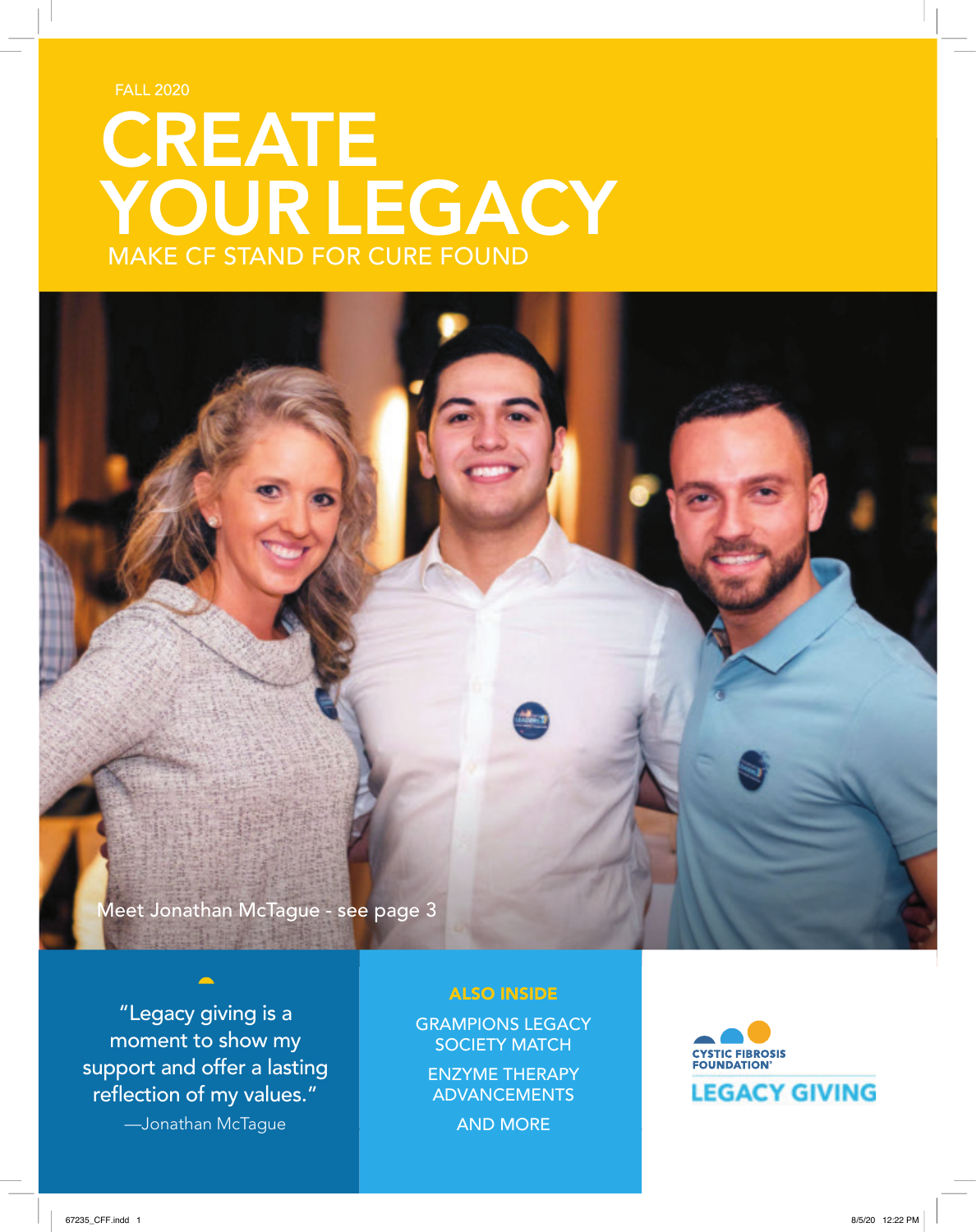FALL 2020

# CREATE YOUR LEGACY

## MAKE CF STAND FOR CURE FOUND

Meet Jonathan McTague - see page 3

"Legacy giving is a moment to show my support and offer a lasting reflection of my values."
—Jonathan McTague

**ALSO INSIDE**

GRAMPIONS LEGACY SOCIETY MATCH

ENZYME THERAPY ADVANCEMENTS

AND MORE

CYSTIC FIBROSIS FOUNDATION®

LEGACY GIVING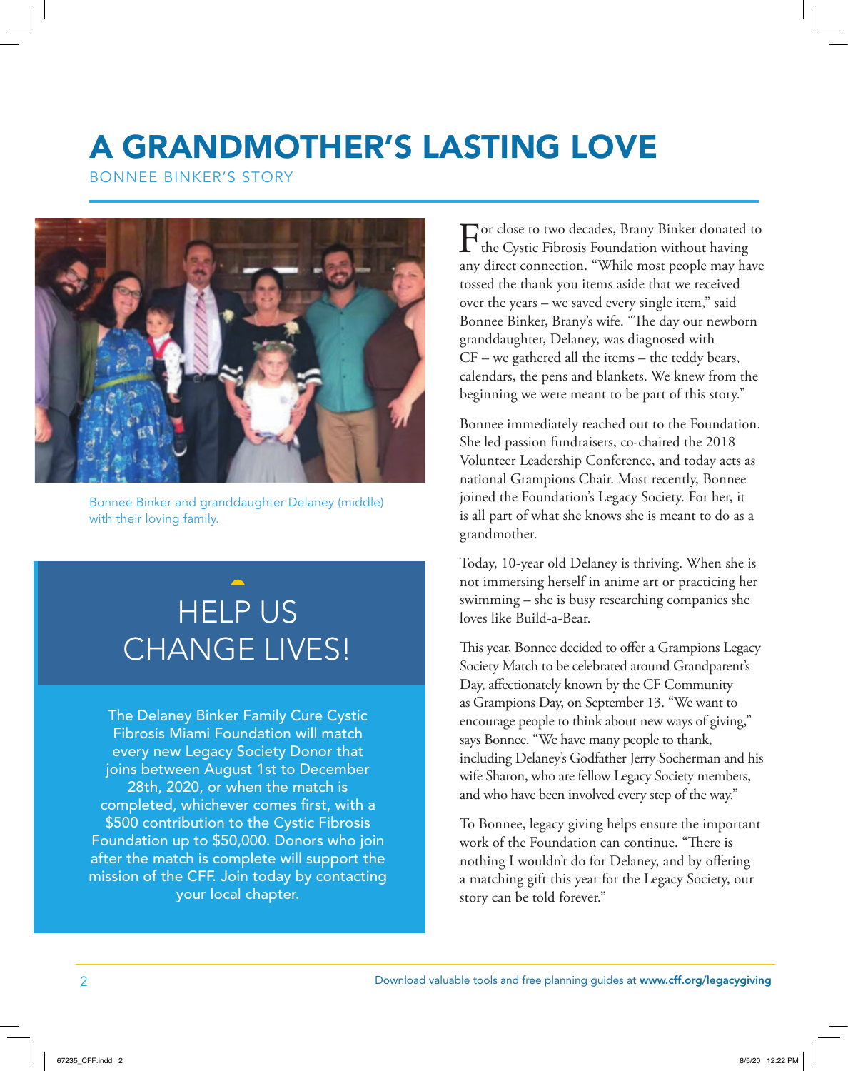# A GRANDMOTHER'S LASTING LOVE

## BONNEE BINKER'S STORY

Bonnee Binker and granddaughter Delaney (middle) with their loving family.

For close to two decades, Brany Binker donated to the Cystic Fibrosis Foundation without having any direct connection. "While most people may have tossed the thank you items aside that we received over the years – we saved every single item," said Bonnee Binker, Brany's wife. "The day our newborn granddaughter, Delaney, was diagnosed with CF – we gathered all the items – the teddy bears, calendars, the pens and blankets. We knew from the beginning we were meant to be part of this story."

Bonnee immediately reached out to the Foundation. She led passion fundraisers, co-chaired the 2018 Volunteer Leadership Conference, and today acts as national Grampions Chair. Most recently, Bonnee joined the Foundation's Legacy Society. For her, it is all part of what she knows she is meant to do as a grandmother.

Today, 10-year old Delaney is thriving. When she is not immersing herself in anime art or practicing her swimming – she is busy researching companies she loves like Build-a-Bear.

This year, Bonnee decided to offer a Grampions Legacy Society Match to be celebrated around Grandparent's Day, affectionately known by the CF Community as Grampions Day, on September 13. "We want to encourage people to think about new ways of giving," says Bonnee. "We have many people to thank, including Delaney's Godfather Jerry Socherman and his wife Sharon, who are fellow Legacy Society members, and who have been involved every step of the way."

To Bonnee, legacy giving helps ensure the important work of the Foundation can continue. "There is nothing I wouldn't do for Delaney, and by offering a matching gift this year for the Legacy Society, our story can be told forever."

## HELP US CHANGE LIVES!

The Delaney Binker Family Cure Cystic Fibrosis Miami Foundation will match every new Legacy Society Donor that joins between August 1st to December 28th, 2020, or when the match is completed, whichever comes first, with a $500 contribution to the Cystic Fibrosis Foundation up to $50,000. Donors who join after the match is complete will support the mission of the CFF. Join today by contacting your local chapter.

Download valuable tools and free planning guides at **www.cff.org/legacygiving**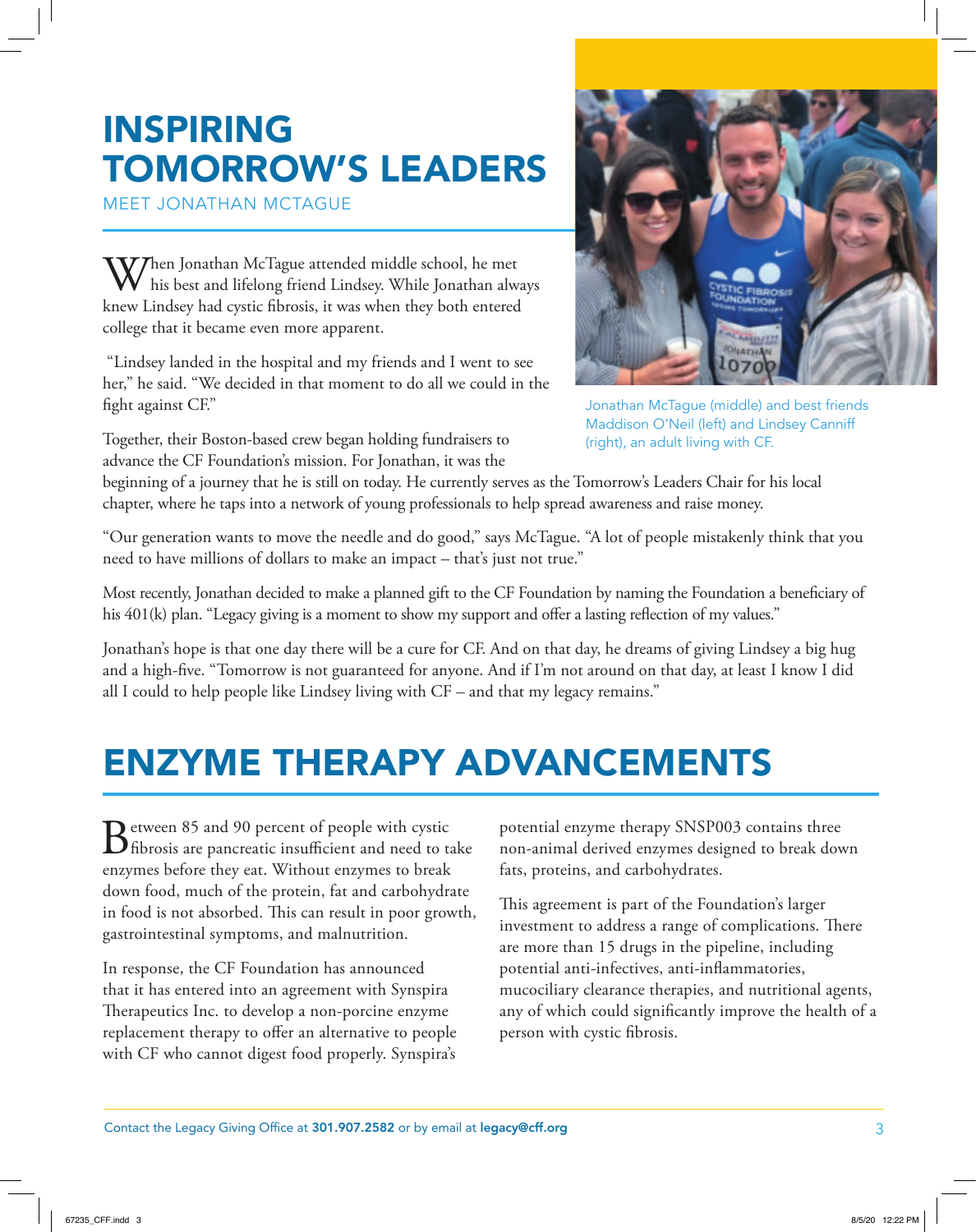# INSPIRING TOMORROW'S LEADERS

## MEET JONATHAN MCTAGUE

When Jonathan McTague attended middle school, he met his best and lifelong friend Lindsey. While Jonathan always knew Lindsey had cystic fibrosis, it was when they both entered college that it became even more apparent.

"Lindsey landed in the hospital and my friends and I went to see her," he said. "We decided in that moment to do all we could in the fight against CF."

Together, their Boston-based crew began holding fundraisers to advance the CF Foundation's mission. For Jonathan, it was the beginning of a journey that he is still on today. He currently serves as the Tomorrow's Leaders Chair for his local chapter, where he taps into a network of young professionals to help spread awareness and raise money.

Jonathan McTague (middle) and best friends Maddison O'Neil (left) and Lindsey Canniff (right), an adult living with CF.

"Our generation wants to move the needle and do good," says McTague. "A lot of people mistakenly think that you need to have millions of dollars to make an impact – that's just not true."

Most recently, Jonathan decided to make a planned gift to the CF Foundation by naming the Foundation a beneficiary of his 401(k) plan. "Legacy giving is a moment to show my support and offer a lasting reflection of my values."

Jonathan's hope is that one day there will be a cure for CF. And on that day, he dreams of giving Lindsey a big hug and a high-five. "Tomorrow is not guaranteed for anyone. And if I'm not around on that day, at least I know I did all I could to help people like Lindsey living with CF – and that my legacy remains."

# ENZYME THERAPY ADVANCEMENTS

Between 85 and 90 percent of people with cystic fibrosis are pancreatic insufficient and need to take enzymes before they eat. Without enzymes to break down food, much of the protein, fat and carbohydrate in food is not absorbed. This can result in poor growth, gastrointestinal symptoms, and malnutrition.

In response, the CF Foundation has announced that it has entered into an agreement with Synspira Therapeutics Inc. to develop a non-porcine enzyme replacement therapy to offer an alternative to people with CF who cannot digest food properly. Synspira's potential enzyme therapy SNSP003 contains three non-animal derived enzymes designed to break down fats, proteins, and carbohydrates.

This agreement is part of the Foundation's larger investment to address a range of complications. There are more than 15 drugs in the pipeline, including potential anti-infectives, anti-inflammatories, mucociliary clearance therapies, and nutritional agents, any of which could significantly improve the health of a person with cystic fibrosis.

Contact the Legacy Giving Office at **301.907.2582** or by email at **legacy@cff.org**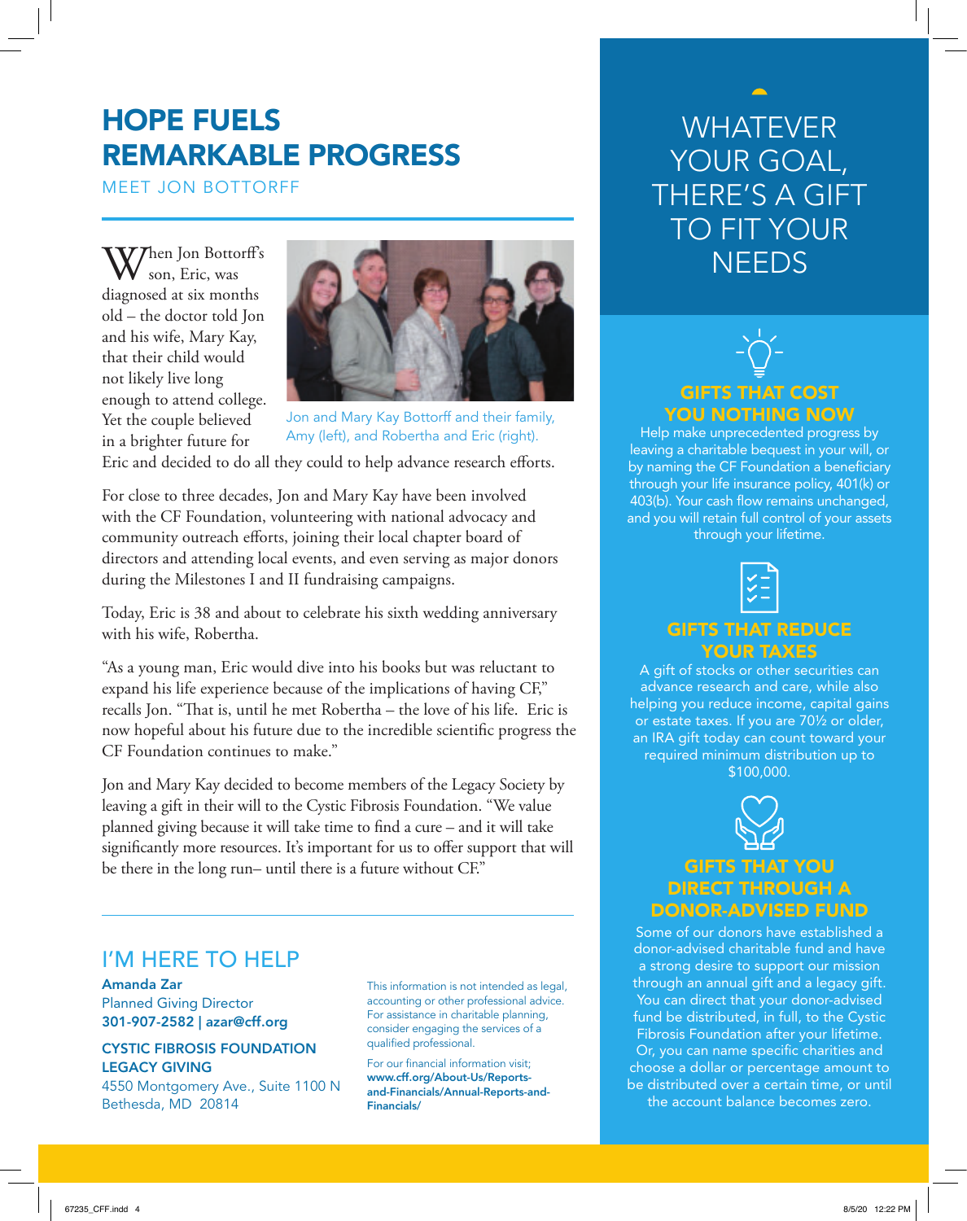# HOPE FUELS REMARKABLE PROGRESS

MEET JON BOTTORFF

When Jon Bottorff's son, Eric, was diagnosed at six months old – the doctor told Jon and his wife, Mary Kay, that their child would not likely live long enough to attend college. Yet the couple believed in a brighter future for Eric and decided to do all they could to help advance research efforts.

Jon and Mary Kay Bottorff and their family, Amy (left), and Robertha and Eric (right).

For close to three decades, Jon and Mary Kay have been involved with the CF Foundation, volunteering with national advocacy and community outreach efforts, joining their local chapter board of directors and attending local events, and even serving as major donors during the Milestones I and II fundraising campaigns.

Today, Eric is 38 and about to celebrate his sixth wedding anniversary with his wife, Robertha.

"As a young man, Eric would dive into his books but was reluctant to expand his life experience because of the implications of having CF," recalls Jon. "That is, until he met Robertha – the love of his life. Eric is now hopeful about his future due to the incredible scientific progress the CF Foundation continues to make."

Jon and Mary Kay decided to become members of the Legacy Society by leaving a gift in their will to the Cystic Fibrosis Foundation. "We value planned giving because it will take time to find a cure – and it will take significantly more resources. It's important for us to offer support that will be there in the long run– until there is a future without CF."

## I'M HERE TO HELP

**Amanda Zar**
Planned Giving Director
**301-907-2582 | azar@cff.org**

**CYSTIC FIBROSIS FOUNDATION LEGACY GIVING**
4550 Montgomery Ave., Suite 1100 N
Bethesda, MD 20814

This information is not intended as legal, accounting or other professional advice. For assistance in charitable planning, consider engaging the services of a qualified professional.

For our financial information visit; **www.cff.org/About-Us/Reports-and-Financials/Annual-Reports-and-Financials/**

## WHATEVER YOUR GOAL, THERE'S A GIFT TO FIT YOUR NEEDS

### GIFTS THAT COST YOU NOTHING NOW

Help make unprecedented progress by leaving a charitable bequest in your will, or by naming the CF Foundation a beneficiary through your life insurance policy, 401(k) or 403(b). Your cash flow remains unchanged, and you will retain full control of your assets through your lifetime.

### GIFTS THAT REDUCE YOUR TAXES

A gift of stocks or other securities can advance research and care, while also helping you reduce income, capital gains or estate taxes. If you are 70½ or older, an IRA gift today can count toward your required minimum distribution up to $100,000.

### GIFTS THAT YOU DIRECT THROUGH A DONOR-ADVISED FUND

Some of our donors have established a donor-advised charitable fund and have a strong desire to support our mission through an annual gift and a legacy gift. You can direct that your donor-advised fund be distributed, in full, to the Cystic Fibrosis Foundation after your lifetime. Or, you can name specific charities and choose a dollar or percentage amount to be distributed over a certain time, or until the account balance becomes zero.